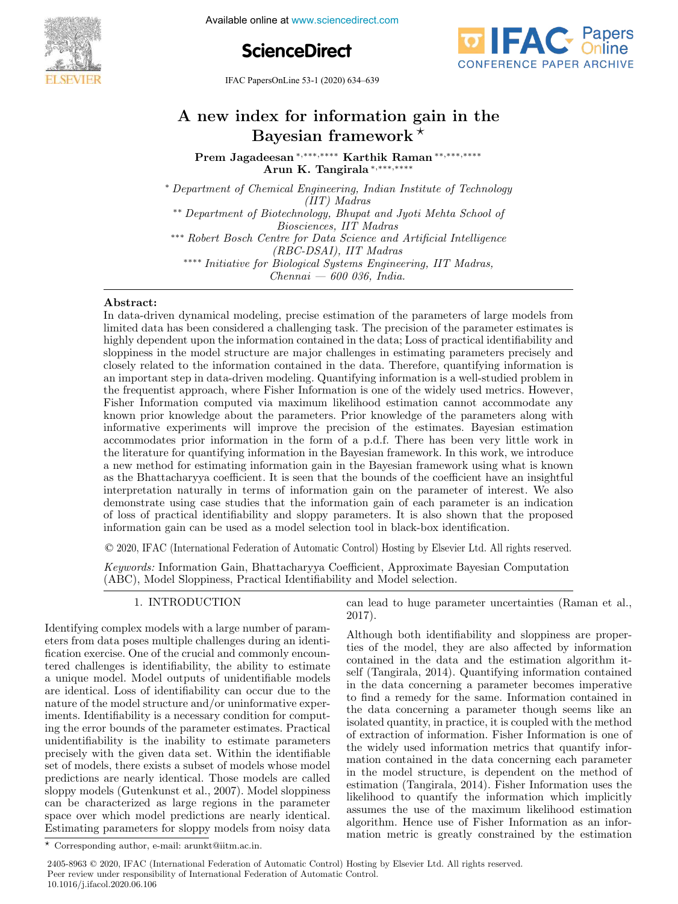# A new index for information gain in the Bayesian framework ⋆

**Prem Jagadeesan** [*,***,****] **Karthik Raman** [**,***,****] **Arun K. Tangirala** [*,***,****]

[*] *Department of Chemical Engineering, Indian Institute of Technology (IIT) Madras*
[**] *Department of Biotechnology, Bhupat and Jyoti Mehta School of Biosciences, IIT Madras*
[***] *Robert Bosch Centre for Data Science and Artificial Intelligence (RBC-DSAI), IIT Madras*
[****] *Initiative for Biological Systems Engineering, IIT Madras, Chennai — 600 036, India.*

**Abstract:**
In data-driven dynamical modeling, precise estimation of the parameters of large models from limited data has been considered a challenging task. The precision of the parameter estimates is highly dependent upon the information contained in the data; Loss of practical identifiability and sloppiness in the model structure are major challenges in estimating parameters precisely and closely related to the information contained in the data. Therefore, quantifying information is an important step in data-driven modeling. Quantifying information is a well-studied problem in the frequentist approach, where Fisher Information is one of the widely used metrics. However, Fisher Information computed via maximum likelihood estimation cannot accommodate any known prior knowledge about the parameters. Prior knowledge of the parameters along with informative experiments will improve the precision of the estimates. Bayesian estimation accommodates prior information in the form of a p.d.f. There has been very little work in the literature for quantifying information in the Bayesian framework. In this work, we introduce a new method for estimating information gain in the Bayesian framework using what is known as the Bhattacharyya coefficient. It is seen that the bounds of the coefficient have an insightful interpretation naturally in terms of information gain on the parameter of interest. We also demonstrate using case studies that the information gain of each parameter is an indication of loss of practical identifiability and sloppy parameters. It is also shown that the proposed information gain can be used as a model selection tool in black-box identification.

© 2020, IFAC (International Federation of Automatic Control) Hosting by Elsevier Ltd. All rights reserved.

*Keywords:* Information Gain, Bhattacharyya Coefficient, Approximate Bayesian Computation (ABC), Model Sloppiness, Practical Identifiability and Model selection.

## 1. INTRODUCTION

Identifying complex models with a large number of parameters from data poses multiple challenges during an identification exercise. One of the crucial and commonly encountered challenges is identifiability, the ability to estimate a unique model. Model outputs of unidentifiable models are identical. Loss of identifiability can occur due to the nature of the model structure and/or uninformative experiments. Identifiability is a necessary condition for computing the error bounds of the parameter estimates. Practical unidentifiability is the inability to estimate parameters precisely with the given data set. Within the identifiable set of models, there exists a subset of models whose model predictions are nearly identical. Those models are called sloppy models (Gutenkunst et al., 2007). Model sloppiness can be characterized as large regions in the parameter space over which model predictions are nearly identical. Estimating parameters for sloppy models from noisy data can lead to huge parameter uncertainties (Raman et al., 2017).

Although both identifiability and sloppiness are properties of the model, they are also affected by information contained in the data and the estimation algorithm itself (Tangirala, 2014). Quantifying information contained in the data concerning a parameter becomes imperative to find a remedy for the same. Information contained in the data concerning a parameter though seems like an isolated quantity, in practice, it is coupled with the method of extraction of information. Fisher Information is one of the widely used information metrics that quantify information contained in the data concerning each parameter in the model structure, is dependent on the method of estimation (Tangirala, 2014). Fisher Information uses the likelihood to quantify the information which implicitly assumes the use of the maximum likelihood estimation algorithm. Hence use of Fisher Information as an information metric is greatly constrained by the estimation

⋆ Corresponding author, e-mail: arunkt@iitm.ac.in.

2405-8963 © 2020, IFAC (International Federation of Automatic Control) Hosting by Elsevier Ltd. All rights reserved.
Peer review under responsibility of International Federation of Automatic Control.
10.1016/j.ifacol.2020.06.106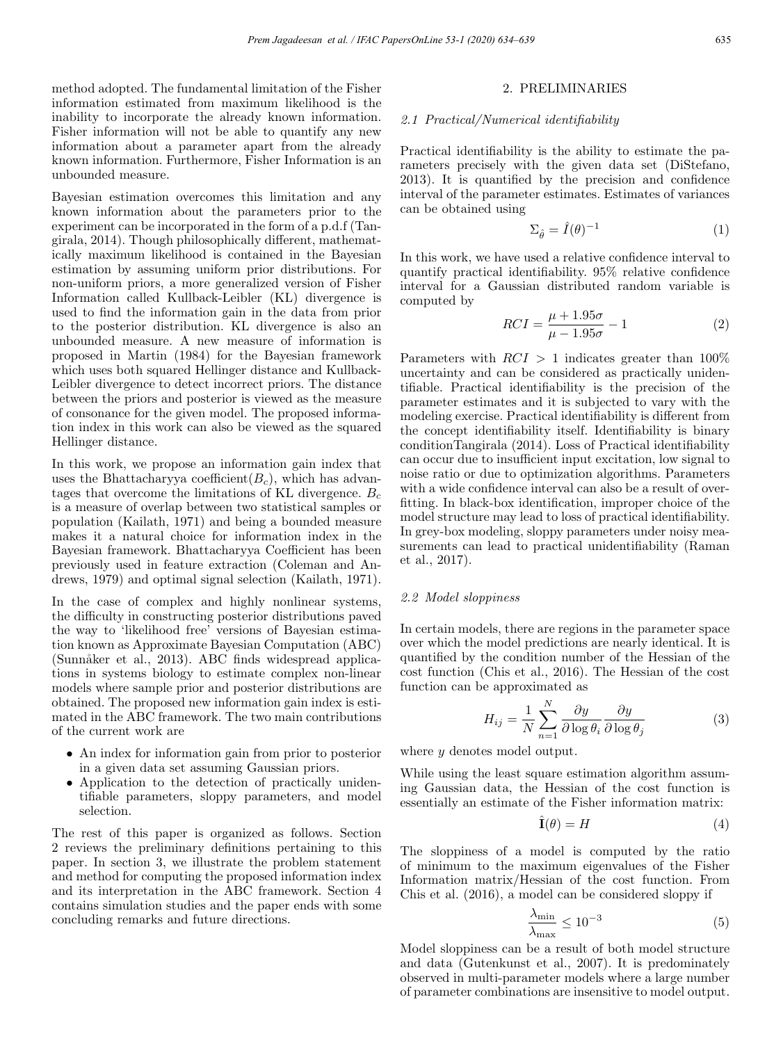method adopted. The fundamental limitation of the Fisher information estimated from maximum likelihood is the inability to incorporate the already known information. Fisher information will not be able to quantify any new information about a parameter apart from the already known information. Furthermore, Fisher Information is an unbounded measure.

Bayesian estimation overcomes this limitation and any known information about the parameters prior to the experiment can be incorporated in the form of a p.d.f (Tangirala, 2014). Though philosophically different, mathematically maximum likelihood is contained in the Bayesian estimation by assuming uniform prior distributions. For non-uniform priors, a more generalized version of Fisher Information called Kullback-Leibler (KL) divergence is used to find the information gain in the data from prior to the posterior distribution. KL divergence is also an unbounded measure. A new measure of information is proposed in Martin (1984) for the Bayesian framework which uses both squared Hellinger distance and Kullback-Leibler divergence to detect incorrect priors. The distance between the priors and posterior is viewed as the measure of consonance for the given model. The proposed information index in this work can also be viewed as the squared Hellinger distance.

In this work, we propose an information gain index that uses the Bhattacharyya coefficient($B_c$), which has advantages that overcome the limitations of KL divergence. $B_c$ is a measure of overlap between two statistical samples or population (Kailath, 1971) and being a bounded measure makes it a natural choice for information index in the Bayesian framework. Bhattacharyya Coefficient has been previously used in feature extraction (Coleman and Andrews, 1979) and optimal signal selection (Kailath, 1971).

In the case of complex and highly nonlinear systems, the difficulty in constructing posterior distributions paved the way to 'likelihood free' versions of Bayesian estimation known as Approximate Bayesian Computation (ABC) (Sunnåker et al., 2013). ABC finds widespread applications in systems biology to estimate complex non-linear models where sample prior and posterior distributions are obtained. The proposed new information gain index is estimated in the ABC framework. The two main contributions of the current work are

- An index for information gain from prior to posterior in a given data set assuming Gaussian priors.
- Application to the detection of practically unidentifiable parameters, sloppy parameters, and model selection.

The rest of this paper is organized as follows. Section 2 reviews the preliminary definitions pertaining to this paper. In section 3, we illustrate the problem statement and method for computing the proposed information index and its interpretation in the ABC framework. Section 4 contains simulation studies and the paper ends with some concluding remarks and future directions.

## 2. PRELIMINARIES

### *2.1 Practical/Numerical identifiability*

Practical identifiability is the ability to estimate the parameters precisely with the given data set (DiStefano, 2013). It is quantified by the precision and confidence interval of the parameter estimates. Estimates of variances can be obtained using

$$\Sigma_{\hat{\theta}} = \hat{I}(\theta)^{-1} \tag{1}$$

In this work, we have used a relative confidence interval to quantify practical identifiability. 95% relative confidence interval for a Gaussian distributed random variable is computed by

$$RCI = \frac{\mu + 1.95\sigma}{\mu - 1.95\sigma} - 1 \tag{2}$$

Parameters with $RCI > 1$ indicates greater than 100% uncertainty and can be considered as practically unidentifiable. Practical identifiability is the precision of the parameter estimates and it is subjected to vary with the modeling exercise. Practical identifiability is different from the concept identifiability itself. Identifiability is binary conditionTangirala (2014). Loss of Practical identifiability can occur due to insufficient input excitation, low signal to noise ratio or due to optimization algorithms. Parameters with a wide confidence interval can also be a result of overfitting. In black-box identification, improper choice of the model structure may lead to loss of practical identifiability. In grey-box modeling, sloppy parameters under noisy measurements can lead to practical unidentifiability (Raman et al., 2017).

### *2.2 Model sloppiness*

In certain models, there are regions in the parameter space over which the model predictions are nearly identical. It is quantified by the condition number of the Hessian of the cost function (Chis et al., 2016). The Hessian of the cost function can be approximated as

$$H_{ij} = \frac{1}{N} \sum_{n=1}^{N} \frac{\partial y}{\partial \log \theta_i} \frac{\partial y}{\partial \log \theta_j} \tag{3}$$

where $y$ denotes model output.

While using the least square estimation algorithm assuming Gaussian data, the Hessian of the cost function is essentially an estimate of the Fisher information matrix:

$$\hat{\mathbf{I}}(\theta) = H \tag{4}$$

The sloppiness of a model is computed by the ratio of minimum to the maximum eigenvalues of the Fisher Information matrix/Hessian of the cost function. From Chis et al. (2016), a model can be considered sloppy if

$$\frac{\lambda_{\min}}{\lambda_{\max}} \leq 10^{-3} \tag{5}$$

Model sloppiness can be a result of both model structure and data (Gutenkunst et al., 2007). It is predominately observed in multi-parameter models where a large number of parameter combinations are insensitive to model output.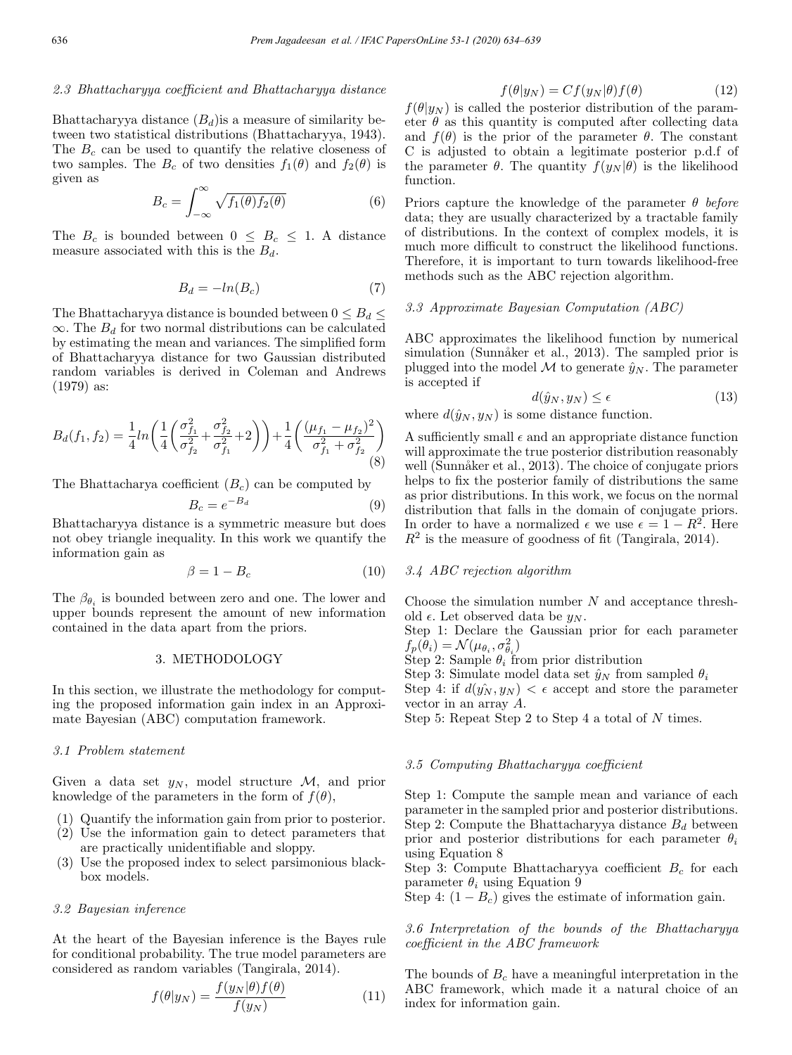### 2.3 Bhattacharyya coefficient and Bhattacharyya distance

Bhattacharyya distance ($B_d$)is a measure of similarity between two statistical distributions (Bhattacharyya, 1943). The $B_c$ can be used to quantify the relative closeness of two samples. The $B_c$ of two densities $f_1(\theta)$ and $f_2(\theta)$ is given as

$$B_c = \int_{-\infty}^{\infty} \sqrt{f_1(\theta) f_2(\theta)} \tag{6}$$

The $B_c$ is bounded between $0 \leq B_c \leq 1$. A distance measure associated with this is the $B_d$.

$$B_d = -ln(B_c) \tag{7}$$

The Bhattacharyya distance is bounded between $0 \leq B_d \leq \infty$. The $B_d$ for two normal distributions can be calculated by estimating the mean and variances. The simplified form of Bhattacharyya distance for two Gaussian distributed random variables is derived in Coleman and Andrews (1979) as:

$$B_d(f_1, f_2) = \frac{1}{4} ln\left(\frac{1}{4}\left(\frac{\sigma_{f_1}^2}{\sigma_{f_2}^2} + \frac{\sigma_{f_2}^2}{\sigma_{f_1}^2} + 2\right)\right) + \frac{1}{4}\left(\frac{(\mu_{f_1} - \mu_{f_2})^2}{\sigma_{f_1}^2 + \sigma_{f_2}^2}\right) \tag{8}$$

The Bhattacharya coefficient ($B_c$) can be computed by

$$B_c = e^{-B_d} \tag{9}$$

Bhattacharyya distance is a symmetric measure but does not obey triangle inequality. In this work we quantify the information gain as

$$\beta = 1 - B_c \tag{10}$$

The $\beta_{\theta_i}$ is bounded between zero and one. The lower and upper bounds represent the amount of new information contained in the data apart from the priors.

## 3. METHODOLOGY

In this section, we illustrate the methodology for computing the proposed information gain index in an Approximate Bayesian (ABC) computation framework.

### 3.1 Problem statement

Given a data set $y_N$, model structure $\mathcal{M}$, and prior knowledge of the parameters in the form of $f(\theta)$,

1. Quantify the information gain from prior to posterior.
2. Use the information gain to detect parameters that are practically unidentifiable and sloppy.
3. Use the proposed index to select parsimonious black-box models.

### 3.2 Bayesian inference

At the heart of the Bayesian inference is the Bayes rule for conditional probability. The true model parameters are considered as random variables (Tangirala, 2014).

$$f(\theta|y_N) = \frac{f(y_N|\theta)f(\theta)}{f(y_N)} \tag{11}$$

$$f(\theta|y_N) = C f(y_N|\theta)f(\theta) \tag{12}$$

$f(\theta|y_N)$ is called the posterior distribution of the parameter $\theta$ as this quantity is computed after collecting data and $f(\theta)$ is the prior of the parameter $\theta$. The constant C is adjusted to obtain a legitimate posterior p.d.f of the parameter $\theta$. The quantity $f(y_N|\theta)$ is the likelihood function.

Priors capture the knowledge of the parameter $\theta$ *before* data; they are usually characterized by a tractable family of distributions. In the context of complex models, it is much more difficult to construct the likelihood functions. Therefore, it is important to turn towards likelihood-free methods such as the ABC rejection algorithm.

### 3.3 Approximate Bayesian Computation (ABC)

ABC approximates the likelihood function by numerical simulation (Sunnåker et al., 2013). The sampled prior is plugged into the model $\mathcal{M}$ to generate $\hat{y}_N$. The parameter is accepted if

$$d(\hat{y}_N, y_N) \leq \epsilon \tag{13}$$

where $d(\hat{y}_N, y_N)$ is some distance function.

A sufficiently small $\epsilon$ and an appropriate distance function will approximate the true posterior distribution reasonably well (Sunnåker et al., 2013). The choice of conjugate priors helps to fix the posterior family of distributions the same as prior distributions. In this work, we focus on the normal distribution that falls in the domain of conjugate priors. In order to have a normalized $\epsilon$ we use $\epsilon = 1 - R^2$. Here $R^2$ is the measure of goodness of fit (Tangirala, 2014).

### 3.4 ABC rejection algorithm

Choose the simulation number $N$ and acceptance threshold $\epsilon$. Let observed data be $y_N$.
Step 1: Declare the Gaussian prior for each parameter $f_p(\theta_i) = \mathcal{N}(\mu_{\theta_i}, \sigma_{\theta_i}^2)$
Step 2: Sample $\theta_i$ from prior distribution
Step 3: Simulate model data set $\hat{y}_N$ from sampled $\theta_i$
Step 4: if $d(\hat{y_N}, y_N) < \epsilon$ accept and store the parameter vector in an array $A$.
Step 5: Repeat Step 2 to Step 4 a total of $N$ times.

### 3.5 Computing Bhattacharyya coefficient

Step 1: Compute the sample mean and variance of each parameter in the sampled prior and posterior distributions.
Step 2: Compute the Bhattacharyya distance $B_d$ between prior and posterior distributions for each parameter $\theta_i$ using Equation 8
Step 3: Compute Bhattacharyya coefficient $B_c$ for each parameter $\theta_i$ using Equation 9
Step 4: $(1 - B_c)$ gives the estimate of information gain.

### 3.6 Interpretation of the bounds of the Bhattacharyya coefficient in the ABC framework

The bounds of $B_c$ have a meaningful interpretation in the ABC framework, which made it a natural choice of an index for information gain.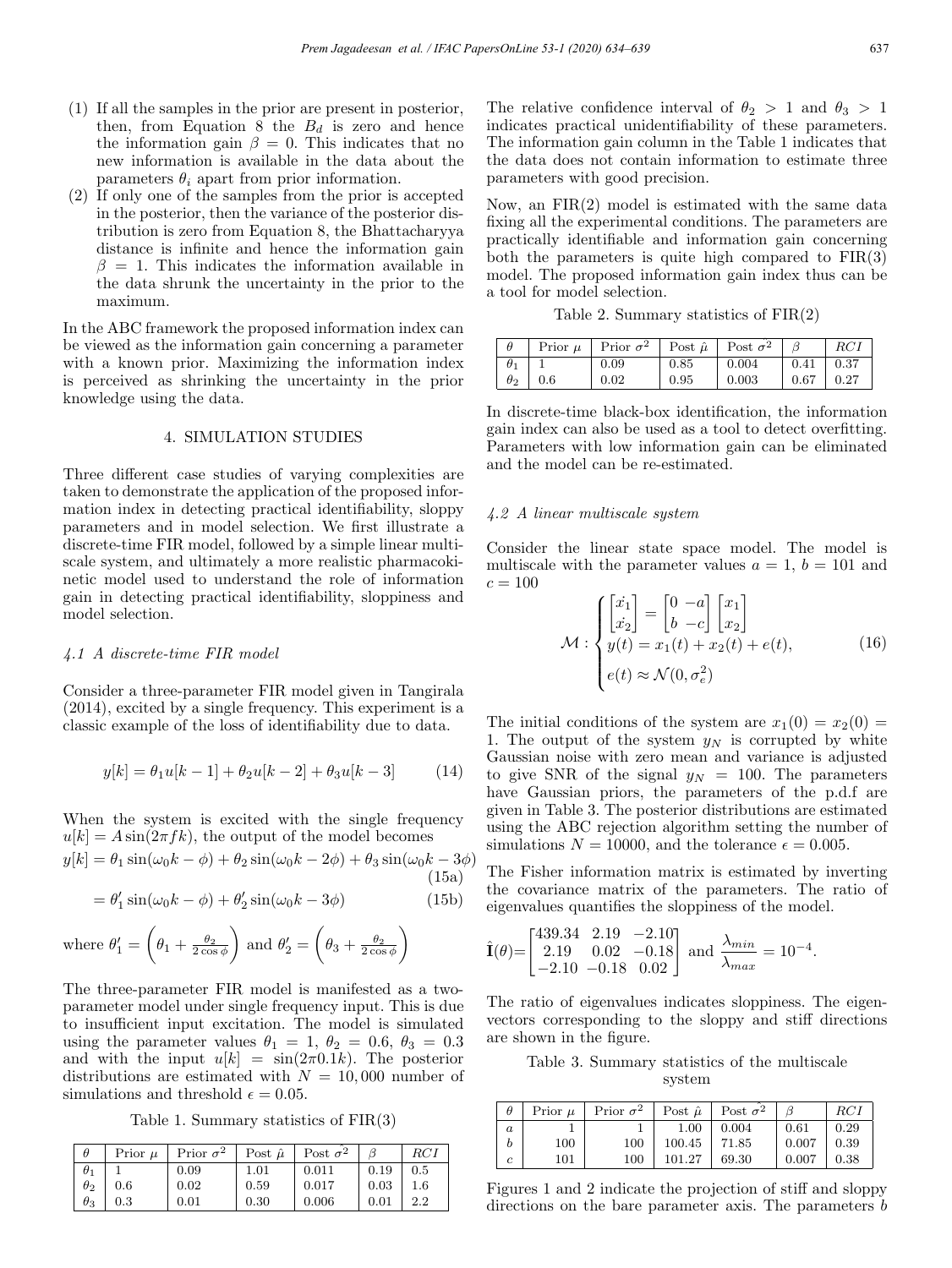(1) If all the samples in the prior are present in posterior, then, from Equation 8 the $B_d$ is zero and hence the information gain $\beta = 0$. This indicates that no new information is available in the data about the parameters $\theta_i$ apart from prior information.

(2) If only one of the samples from the prior is accepted in the posterior, then the variance of the posterior distribution is zero from Equation 8, the Bhattacharyya distance is infinite and hence the information gain $\beta = 1$. This indicates the information available in the data shrunk the uncertainty in the prior to the maximum.

In the ABC framework the proposed information index can be viewed as the information gain concerning a parameter with a known prior. Maximizing the information index is perceived as shrinking the uncertainty in the prior knowledge using the data.

## 4. SIMULATION STUDIES

Three different case studies of varying complexities are taken to demonstrate the application of the proposed information index in detecting practical identifiability, sloppy parameters and in model selection. We first illustrate a discrete-time FIR model, followed by a simple linear multiscale system, and ultimately a more realistic pharmacokinetic model used to understand the role of information gain in detecting practical identifiability, sloppiness and model selection.

### *4.1 A discrete-time FIR model*

Consider a three-parameter FIR model given in Tangirala (2014), excited by a single frequency. This experiment is a classic example of the loss of identifiability due to data.

$$y[k] = \theta_1 u[k-1] + \theta_2 u[k-2] + \theta_3 u[k-3] \tag{14}$$

When the system is excited with the single frequency $u[k] = A\sin(2\pi f k)$, the output of the model becomes

$$y[k] = \theta_1 \sin(\omega_0 k - \phi) + \theta_2 \sin(\omega_0 k - 2\phi) + \theta_3 \sin(\omega_0 k - 3\phi) \tag{15a}$$

$$= \theta_1' \sin(\omega_0 k - \phi) + \theta_2' \sin(\omega_0 k - 3\phi) \tag{15b}$$

where $\theta_1' = \left(\theta_1 + \frac{\theta_2}{2\cos\phi}\right)$ and $\theta_2' = \left(\theta_3 + \frac{\theta_2}{2\cos\phi}\right)$

The three-parameter FIR model is manifested as a two-parameter model under single frequency input. This is due to insufficient input excitation. The model is simulated using the parameter values $\theta_1 = 1$, $\theta_2 = 0.6$, $\theta_3 = 0.3$ and with the input $u[k] = \sin(2\pi 0.1k)$. The posterior distributions are estimated with $N = 10,000$ number of simulations and threshold $\epsilon = 0.05$.

Table 1. Summary statistics of FIR(3)

| $\theta$ | Prior $\mu$ | Prior $\sigma^2$ | Post $\hat{\mu}$ | Post $\hat{\sigma^2}$ | $\beta$ | $RCI$ |
|---|---|---|---|---|---|---|
| $\theta_1$ | 1 | 0.09 | 1.01 | 0.011 | 0.19 | 0.5 |
| $\theta_2$ | 0.6 | 0.02 | 0.59 | 0.017 | 0.03 | 1.6 |
| $\theta_3$ | 0.3 | 0.01 | 0.30 | 0.006 | 0.01 | 2.2 |

The relative confidence interval of $\theta_2 > 1$ and $\theta_3 > 1$ indicates practical unidentifiability of these parameters. The information gain column in the Table 1 indicates that the data does not contain information to estimate three parameters with good precision.

Now, an FIR(2) model is estimated with the same data fixing all the experimental conditions. The parameters are practically identifiable and information gain concerning both the parameters is quite high compared to FIR(3) model. The proposed information gain index thus can be a tool for model selection.

Table 2. Summary statistics of FIR(2)

| $\theta$ | Prior $\mu$ | Prior $\sigma^2$ | Post $\hat{\mu}$ | Post $\hat{\sigma^2}$ | $\beta$ | $RCI$ |
|---|---|---|---|---|---|---|
| $\theta_1$ | 1 | 0.09 | 0.85 | 0.004 | 0.41 | 0.37 |
| $\theta_2$ | 0.6 | 0.02 | 0.95 | 0.003 | 0.67 | 0.27 |

In discrete-time black-box identification, the information gain index can also be used as a tool to detect overfitting. Parameters with low information gain can be eliminated and the model can be re-estimated.

### *4.2 A linear multiscale system*

Consider the linear state space model. The model is multiscale with the parameter values $a = 1$, $b = 101$ and $c = 100$

$$\mathcal{M} : \begin{cases} \begin{bmatrix} \dot{x_1} \\ \dot{x_2} \end{bmatrix} = \begin{bmatrix} 0 & -a \\ b & -c \end{bmatrix} \begin{bmatrix} x_1 \\ x_2 \end{bmatrix} \\ y(t) = x_1(t) + x_2(t) + e(t), \\ e(t) \approx \mathcal{N}(0, \sigma_e^2) \end{cases} \tag{16}$$

The initial conditions of the system are $x_1(0) = x_2(0) = 1$. The output of the system $y_N$ is corrupted by white Gaussian noise with zero mean and variance is adjusted to give SNR of the signal $y_N = 100$. The parameters have Gaussian priors, the parameters of the p.d.f are given in Table 3. The posterior distributions are estimated using the ABC rejection algorithm setting the number of simulations $N = 10000$, and the tolerance $\epsilon = 0.005$.

The Fisher information matrix is estimated by inverting the covariance matrix of the parameters. The ratio of eigenvalues quantifies the sloppiness of the model.

$$\hat{\mathbf{I}}(\theta) = \begin{bmatrix} 439.34 & 2.19 & -2.10 \\ 2.19 & 0.02 & -0.18 \\ -2.10 & -0.18 & 0.02 \end{bmatrix} \text{ and } \frac{\lambda_{min}}{\lambda_{max}} = 10^{-4}.$$

The ratio of eigenvalues indicates sloppiness. The eigenvectors corresponding to the sloppy and stiff directions are shown in the figure.

Table 3. Summary statistics of the multiscale system

| $\theta$ | Prior $\mu$ | Prior $\sigma^2$ | Post $\hat{\mu}$ | Post $\hat{\sigma^2}$ | $\beta$ | $RCI$ |
|---|---|---|---|---|---|---|
| $a$ | 1 | 1 | 1.00 | 0.004 | 0.61 | 0.29 |
| $b$ | 100 | 100 | 100.45 | 71.85 | 0.007 | 0.39 |
| $c$ | 101 | 100 | 101.27 | 69.30 | 0.007 | 0.38 |

Figures 1 and 2 indicate the projection of stiff and sloppy directions on the bare parameter axis. The parameters $b$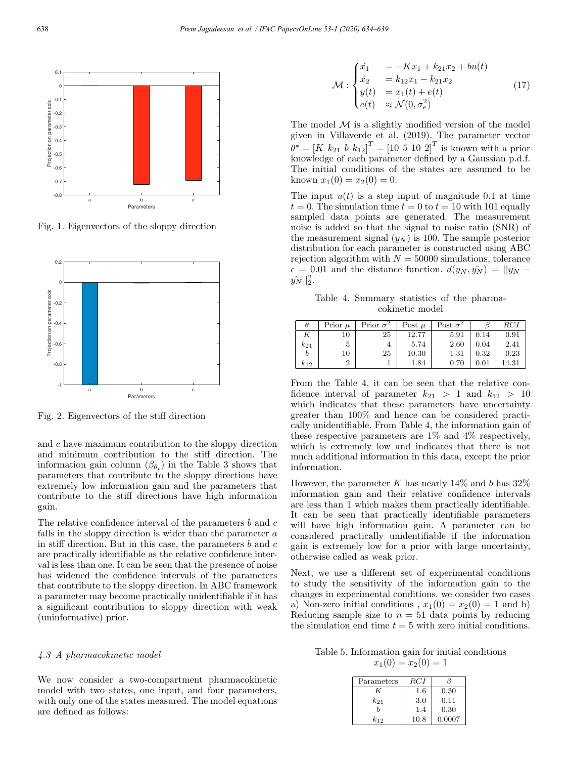Fig. 1. Eigenvectors of the sloppy direction

Fig. 2. Eigenvectors of the stiff direction

and $c$ have maximum contribution to the sloppy direction and minimum contribution to the stiff direction. The information gain column ($\beta_{\theta_i}$) in the Table 3 shows that parameters that contribute to the sloppy directions have extremely low information gain and the parameters that contribute to the stiff directions have high information gain.

The relative confidence interval of the parameters $b$ and $c$ falls in the sloppy direction is wider than the parameter $a$ in stiff direction. But in this case, the parameters $b$ and $c$ are practically identifiable as the relative confidence interval is less than one. It can be seen that the presence of noise has widened the confidence intervals of the parameters that contribute to the sloppy direction. In ABC framework a parameter may become practically unidentifiable if it has a significant contribution to sloppy direction with weak (uninformative) prior.

### 4.3 A pharmacokinetic model

We now consider a two-compartment pharmacokinetic model with two states, one input, and four parameters, with only one of the states measured. The model equations are defined as follows:

$$\mathcal{M} : \begin{cases} \dot{x_1} & = -Kx_1 + k_{21}x_2 + bu(t) \\ \dot{x_2} & = k_{12}x_1 - k_{21}x_2 \\ y(t) & = x_1(t) + e(t) \\ e(t) & \approx \mathcal{N}(0, \sigma_e^2) \end{cases} \tag{17}$$

The model $\mathcal{M}$ is a slightly modified version of the model given in Villaverde et al. (2019). The parameter vector $\theta^* = [K \ k_{21} \ b \ k_{12}]^T = [10 \ 5 \ 10 \ 2]^T$ is known with a prior knowledge of each parameter defined by a Gaussian p.d.f. The initial conditions of the states are assumed to be known $x_1(0) = x_2(0) = 0$.

The input $u(t)$ is a step input of magnitude 0.1 at time $t = 0$. The simulation time $t = 0$ to $t = 10$ with 101 equally sampled data points are generated. The measurement noise is added so that the signal to noise ratio (SNR) of the measurement signal ($y_N$) is 100. The sample posterior distribution for each parameter is constructed using ABC rejection algorithm with $N = 50000$ simulations, tolerance $\epsilon = 0.01$ and the distance function. $d(y_N, \hat{y_N}) = ||y_N - \hat{y_N}||_2^2$.

Table 4. Summary statistics of the pharmacokinetic model

| $\theta$ | Prior $\mu$ | Prior $\sigma^2$ | Post $\mu$ | Post $\sigma^2$ | $\beta$ | $RCI$ |
|---|---|---|---|---|---|---|
| $K$ | 10 | 25 | 12.77 | 5.91 | 0.14 | 0.91 |
| $k_{21}$ | 5 | 4 | 5.74 | 2.60 | 0.04 | 2.41 |
| $b$ | 10 | 25 | 10.30 | 1.31 | 0.32 | 0.23 |
| $k_{12}$ | 2 | 1 | 1.84 | 0.70 | 0.01 | 14.31 |

From the Table 4, it can be seen that the relative confidence interval of parameter $k_{21} > 1$ and $k_{12} > 10$ which indicates that these parameters have uncertainty greater than 100% and hence can be considered practically unidentifiable. From Table 4, the information gain of these respective parameters are 1% and 4% respectively, which is extremely low and indicates that there is not much additional information in this data, except the prior information.

However, the parameter $K$ has nearly 14% and $b$ has 32% information gain and their relative confidence intervals are less than 1 which makes them practically identifiable. It can be seen that practically identifiable parameters will have high information gain. A parameter can be considered practically unidentifiable if the information gain is extremely low for a prior with large uncertainty, otherwise called as weak prior.

Next, we use a different set of experimental conditions to study the sensitivity of the information gain to the changes in experimental conditions. we consider two cases a) Non-zero initial conditions , $x_1(0) = x_2(0) = 1$ and b) Reducing sample size to $n = 51$ data points by reducing the simulation end time $t = 5$ with zero initial conditions.

Table 5. Information gain for initial conditions $x_1(0) = x_2(0) = 1$

| Parameters | $RCI$ | $\beta$ |
|---|---|---|
| $K$ | 1.6 | 0.30 |
| $k_{21}$ | 3.0 | 0.11 |
| $b$ | 1.4 | 0.30 |
| $k_{12}$ | 10.8 | 0.0007 |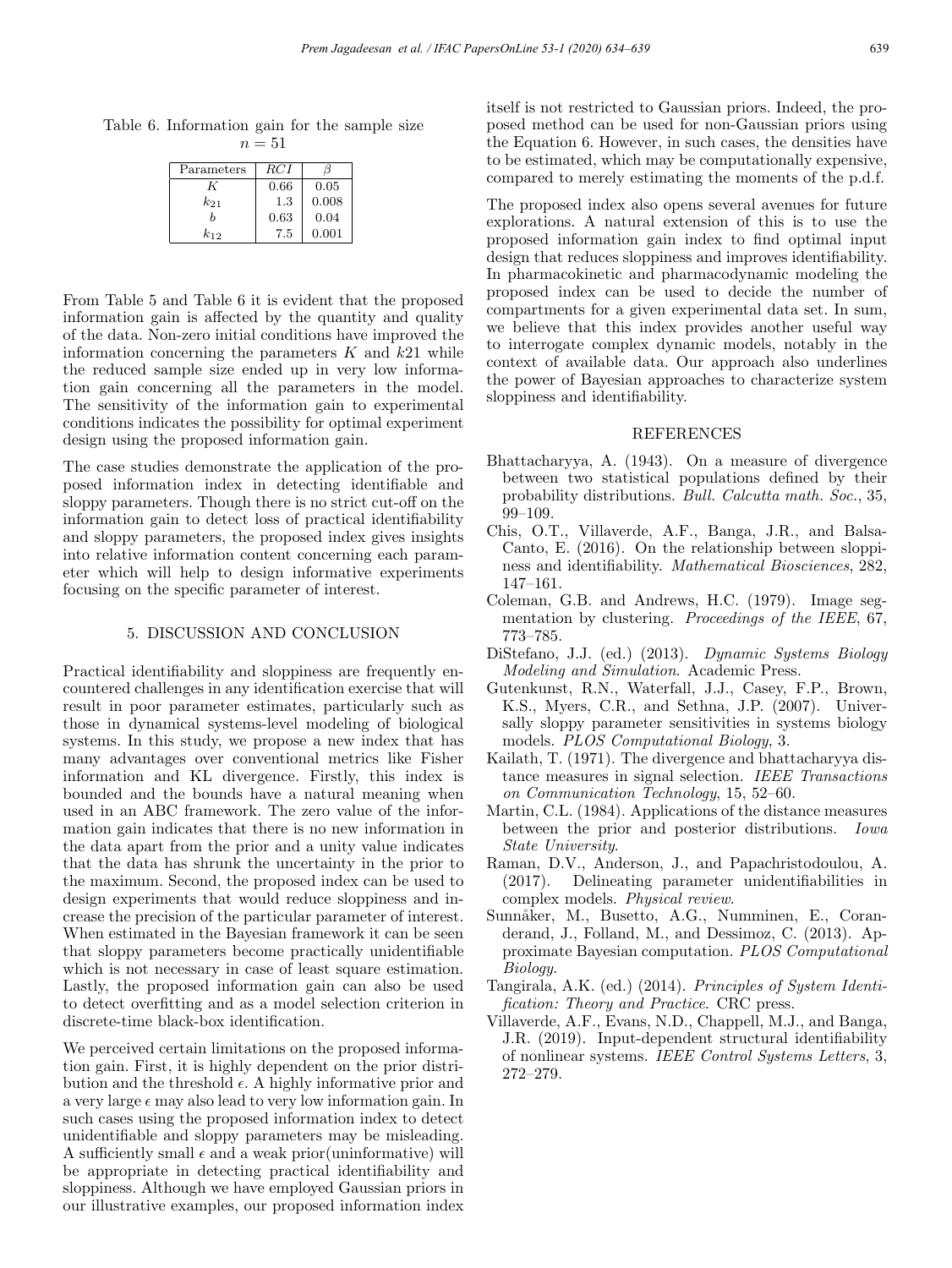Table 6. Information gain for the sample size $n = 51$

| Parameters | $RCI$ | $\beta$ |
|---|---|---|
| $K$ | 0.66 | 0.05 |
| $k_{21}$ | 1.3 | 0.008 |
| $b$ | 0.63 | 0.04 |
| $k_{12}$ | 7.5 | 0.001 |

From Table 5 and Table 6 it is evident that the proposed information gain is affected by the quantity and quality of the data. Non-zero initial conditions have improved the information concerning the parameters $K$ and $k21$ while the reduced sample size ended up in very low information gain concerning all the parameters in the model. The sensitivity of the information gain to experimental conditions indicates the possibility for optimal experiment design using the proposed information gain.

The case studies demonstrate the application of the proposed information index in detecting identifiable and sloppy parameters. Though there is no strict cut-off on the information gain to detect loss of practical identifiability and sloppy parameters, the proposed index gives insights into relative information content concerning each parameter which will help to design informative experiments focusing on the specific parameter of interest.

## 5. DISCUSSION AND CONCLUSION

Practical identifiability and sloppiness are frequently encountered challenges in any identification exercise that will result in poor parameter estimates, particularly such as those in dynamical systems-level modeling of biological systems. In this study, we propose a new index that has many advantages over conventional metrics like Fisher information and KL divergence. Firstly, this index is bounded and the bounds have a natural meaning when used in an ABC framework. The zero value of the information gain indicates that there is no new information in the data apart from the prior and a unity value indicates that the data has shrunk the uncertainty in the prior to the maximum. Second, the proposed index can be used to design experiments that would reduce sloppiness and increase the precision of the particular parameter of interest. When estimated in the Bayesian framework it can be seen that sloppy parameters become practically unidentifiable which is not necessary in case of least square estimation. Lastly, the proposed information gain can also be used to detect overfitting and as a model selection criterion in discrete-time black-box identification.

We perceived certain limitations on the proposed information gain. First, it is highly dependent on the prior distribution and the threshold $\epsilon$. A highly informative prior and a very large $\epsilon$ may also lead to very low information gain. In such cases using the proposed information index to detect unidentifiable and sloppy parameters may be misleading. A sufficiently small $\epsilon$ and a weak prior(uninformative) will be appropriate in detecting practical identifiability and sloppiness. Although we have employed Gaussian priors in our illustrative examples, our proposed information index itself is not restricted to Gaussian priors. Indeed, the proposed method can be used for non-Gaussian priors using the Equation 6. However, in such cases, the densities have to be estimated, which may be computationally expensive, compared to merely estimating the moments of the p.d.f.

The proposed index also opens several avenues for future explorations. A natural extension of this is to use the proposed information gain index to find optimal input design that reduces sloppiness and improves identifiability. In pharmacokinetic and pharmacodynamic modeling the proposed index can be used to decide the number of compartments for a given experimental data set. In sum, we believe that this index provides another useful way to interrogate complex dynamic models, notably in the context of available data. Our approach also underlines the power of Bayesian approaches to characterize system sloppiness and identifiability.

## REFERENCES

Bhattacharyya, A. (1943). On a measure of divergence between two statistical populations defined by their probability distributions. *Bull. Calcutta math. Soc.*, 35, 99–109.

Chis, O.T., Villaverde, A.F., Banga, J.R., and Balsa-Canto, E. (2016). On the relationship between sloppiness and identifiability. *Mathematical Biosciences*, 282, 147–161.

Coleman, G.B. and Andrews, H.C. (1979). Image segmentation by clustering. *Proceedings of the IEEE*, 67, 773–785.

DiStefano, J.J. (ed.) (2013). *Dynamic Systems Biology Modeling and Simulation*. Academic Press.

Gutenkunst, R.N., Waterfall, J.J., Casey, F.P., Brown, K.S., Myers, C.R., and Sethna, J.P. (2007). Universally sloppy parameter sensitivities in systems biology models. *PLOS Computational Biology*, 3.

Kailath, T. (1971). The divergence and bhattacharyya distance measures in signal selection. *IEEE Transactions on Communication Technology*, 15, 52–60.

Martin, C.L. (1984). Applications of the distance measures between the prior and posterior distributions. *Iowa State University*.

Raman, D.V., Anderson, J., and Papachristodoulou, A. (2017). Delineating parameter unidentifiabilities in complex models. *Physical review*.

Sunnåker, M., Busetto, A.G., Numminen, E., Corander­and, J., Folland, M., and Dessimoz, C. (2013). Approximate Bayesian computation. *PLOS Computational Biology*.

Tangirala, A.K. (ed.) (2014). *Principles of System Identification: Theory and Practice*. CRC press.

Villaverde, A.F., Evans, N.D., Chappell, M.J., and Banga, J.R. (2019). Input-dependent structural identifiability of nonlinear systems. *IEEE Control Systems Letters*, 3, 272–279.